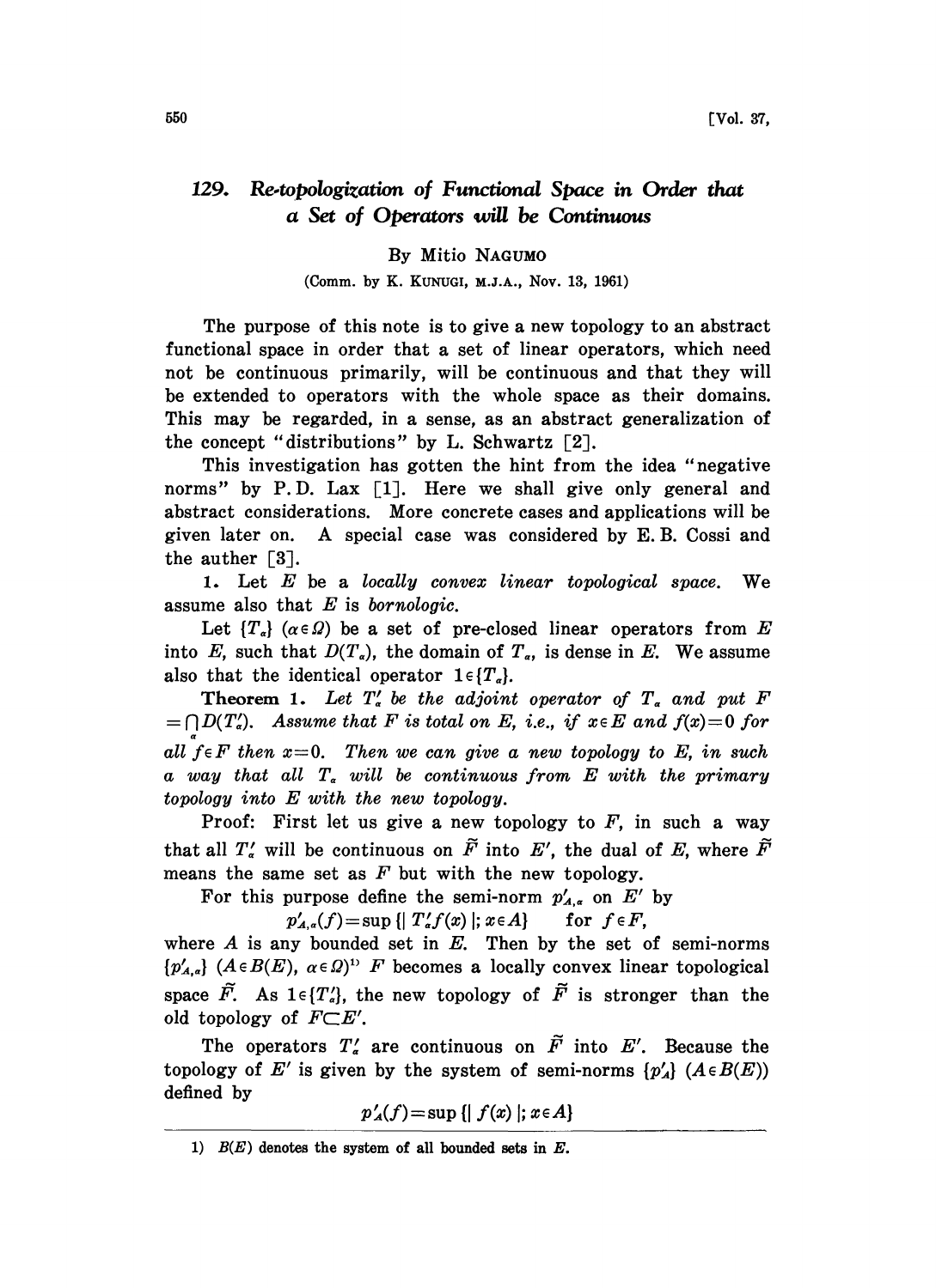# 129. Re-topologization of Functional Space in Order that a Set of Operators will be Continuous

By Mitio NAGUMO

(Comm. by K. KUNUGI, M.J.A., Nov. 13, 1961)

The purpose of this note is to give a new topology to an abstract functional space in order that a set of linear operators, which need not be continuous primarily, will be continuous and that they will be extended to operators with the whole space as their domains. This may be regarded, in a sense, as an abstract generalization of the concept "distributions" by L. Schwartz [2].

This investigation has gotten the hint from the idea "negative norms" by P. D. Lax [1]. Here we shall give only general and abstract considerations. More concrete cases and applications will be given later on. A special case was considered by E. B. Cossi and the auther [3].

**1.** Let $E$ be a *locally convex linear topological space*. We assume also that $E$ is *bornologic*.

Let $\{T_\alpha\}$ $(\alpha \in \Omega)$ be a set of pre-closed linear operators from $E$ into $E$, such that $D(T_\alpha)$, the domain of $T_\alpha$, is dense in $E$. We assume also that the identical operator $1 \in \{T_\alpha\}$.

**Theorem 1.** *Let $T'_\alpha$ be the adjoint operator of $T_\alpha$ and put $F = \bigcap_\alpha D(T'_\alpha)$. Assume that $F$ is total on $E$, i.e., if $x \in E$ and $f(x)=0$ for all $f \in F$ then $x=0$. Then we can give a new topology to $E$, in such a way that all $T_\alpha$ will be continuous from $E$ with the primary topology into $E$ with the new topology.*

Proof: First let us give a new topology to $F$, in such a way that all $T'_\alpha$ will be continuous on $\tilde{F}$ into $E'$, the dual of $E$, where $\tilde{F}$ means the same set as $F$ but with the new topology.

For this purpose define the semi-norm $p'_{A,\alpha}$ on $E'$ by

$$p'_{A,\alpha}(f) = \sup\{|T'_\alpha f(x)|; x \in A\} \quad \text{for } f \in F,$$

where $A$ is any bounded set in $E$. Then by the set of semi-norms $\{p'_{A,\alpha}\}$ $(A \in B(E),\ \alpha \in \Omega)$[1] $F$ becomes a locally convex linear topological space $\tilde{F}$. As $1 \in \{T'_\alpha\}$, the new topology of $\tilde{F}$ is stronger than the old topology of $F \subset E'$.

The operators $T'_\alpha$ are continuous on $\tilde{F}$ into $E'$. Because the topology of $E'$ is given by the system of semi-norms $\{p'_A\}$ $(A \in B(E))$ defined by

$$p'_A(f) = \sup\{|f(x)|; x \in A\}$$

1) $B(E)$ denotes the system of all bounded sets in $E$.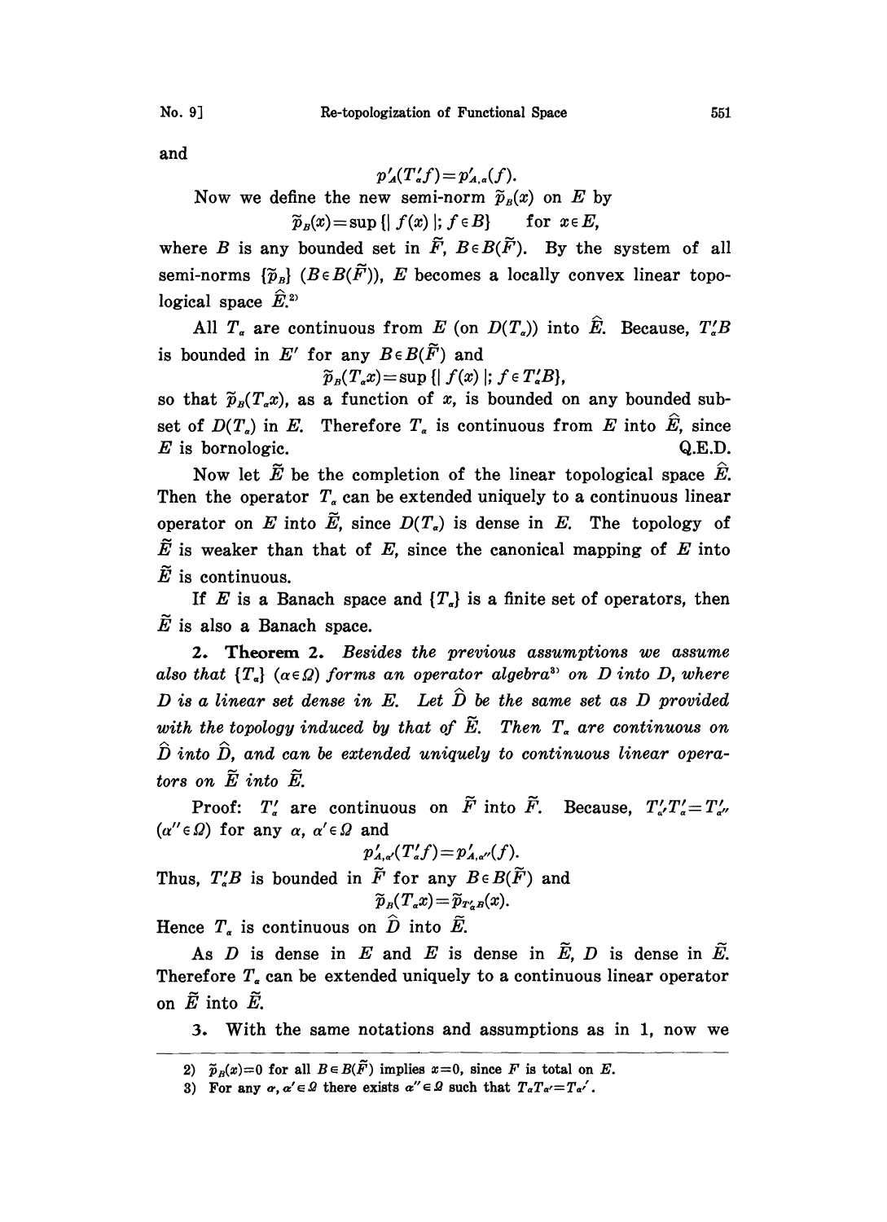and

$$p'_A(T'_\alpha f) = p'_{A,\alpha}(f).$$

Now we define the new semi-norm $\tilde{p}_B(x)$ on $E$ by

$$\tilde{p}_B(x) = \sup \{| f(x) |; f \in B\} \quad \text{for } x \in E,$$

where $B$ is any bounded set in $\tilde{F}$, $B \in B(\tilde{F})$. By the system of all semi-norms $\{\tilde{p}_B\}$ $(B \in B(\tilde{F}))$, $E$ becomes a locally convex linear topological space $\hat{E}$.[2]

All $T_\alpha$ are continuous from $E$ (on $D(T_\alpha)$) into $\hat{E}$. Because, $T'_\alpha B$ is bounded in $E'$ for any $B \in B(\tilde{F})$ and

$$\tilde{p}_B(T_\alpha x) = \sup \{| f(x) |; f \in T'_\alpha B\},$$

so that $\tilde{p}_B(T_\alpha x)$, as a function of $x$, is bounded on any bounded subset of $D(T_\alpha)$ in $E$. Therefore $T_\alpha$ is continuous from $E$ into $\hat{E}$, since $E$ is bornologic. Q.E.D.

Now let $\tilde{E}$ be the completion of the linear topological space $\hat{E}$. Then the operator $T_\alpha$ can be extended uniquely to a continuous linear operator on $E$ into $\tilde{E}$, since $D(T_\alpha)$ is dense in $E$. The topology of $\tilde{E}$ is weaker than that of $E$, since the canonical mapping of $E$ into $\tilde{E}$ is continuous.

If $E$ is a Banach space and $\{T_\alpha\}$ is a finite set of operators, then $\tilde{E}$ is also a Banach space.

**2. Theorem 2.** *Besides the previous assumptions we assume also that $\{T_\alpha\}$ $(\alpha \in \Omega)$ forms an operator algebra*[3] *on $D$ into $D$, where $D$ is a linear set dense in $E$. Let $\hat{D}$ be the same set as $D$ provided with the topology induced by that of $\tilde{E}$. Then $T_\alpha$ are continuous on $\hat{D}$ into $\hat{D}$, and can be extended uniquely to continuous linear operators on $\tilde{E}$ into $\tilde{E}$.*

Proof: $T'_\alpha$ are continuous on $\tilde{F}$ into $\tilde{F}$. Because, $T'_{\alpha'}T'_\alpha = T'_{\alpha''}$ $(\alpha'' \in \Omega)$ for any $\alpha, \alpha' \in \Omega$ and

$$p'_{A,\alpha'}(T'_\alpha f) = p'_{A,\alpha''}(f).$$

Thus, $T'_\alpha B$ is bounded in $\tilde{F}$ for any $B \in B(\tilde{F})$ and

$$\tilde{p}_B(T_\alpha x) = \tilde{p}_{T'_\alpha B}(x).$$

Hence $T_\alpha$ is continuous on $\hat{D}$ into $\tilde{E}$.

As $D$ is dense in $E$ and $E$ is dense in $\tilde{E}$, $D$ is dense in $\tilde{E}$. Therefore $T_\alpha$ can be extended uniquely to a continuous linear operator on $\tilde{E}$ into $\tilde{E}$.

3. With the same notations and assumptions as in 1, now we

---

2) $\tilde{p}_B(x) = 0$ for all $B \in B(\tilde{F})$ implies $x = 0$, since $F$ is total on $E$.

3) For any $\alpha, \alpha' \in \Omega$ there exists $\alpha'' \in \Omega$ such that $T_\alpha T_{\alpha'} = T_{\alpha'}'$.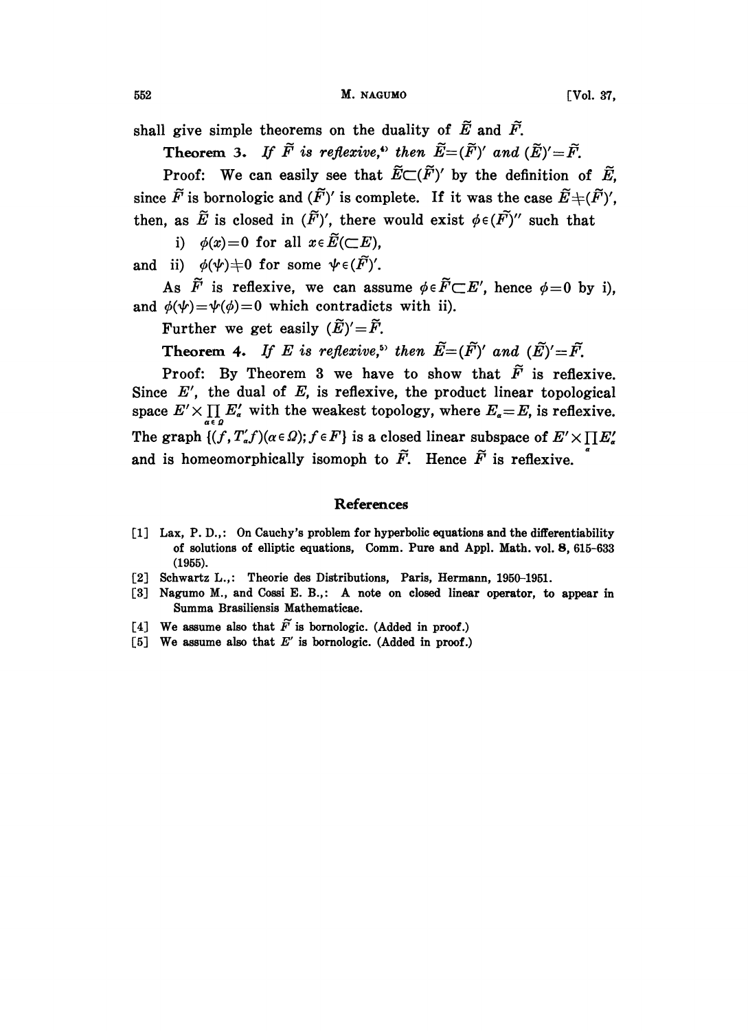shall give simple theorems on the duality of $\tilde{E}$ and $\tilde{F}$.

**Theorem 3.** *If $\tilde{F}$ is reflexive,*[4] *then $\tilde{E}=(\tilde{F})'$ and $(\tilde{E})'=\tilde{F}$.*

Proof: We can easily see that $\tilde{E}\subset(\tilde{F})'$ by the definition of $\tilde{E}$, since $\tilde{F}$ is bornologic and $(\tilde{F})'$ is complete. If it was the case $\tilde{E}\neq(\tilde{F})'$, then, as $\tilde{E}$ is closed in $(\tilde{F})'$, there would exist $\phi\in(\tilde{F})''$ such that

i) $\phi(x)=0$ for all $x\in\tilde{E}(\subset E)$,

and ii) $\phi(\psi)\neq 0$ for some $\psi\in(\tilde{F})'$.

As $\tilde{F}$ is reflexive, we can assume $\phi\in\tilde{F}\subset E'$, hence $\phi=0$ by i), and $\phi(\psi)=\psi(\phi)=0$ which contradicts with ii).

Further we get easily $(\tilde{E})'=\tilde{F}$.

**Theorem 4.** *If $E$ is reflexive,*[5] *then $\tilde{E}=(\tilde{F})'$ and $(\tilde{E})'=\tilde{F}$.*

Proof: By Theorem 3 we have to show that $\tilde{F}$ is reflexive. Since $E'$, the dual of $E$, is reflexive, the product linear topological space $E'\times\prod_{\alpha\in\Omega}E'_\alpha$ with the weakest topology, where $E_\alpha=E$, is reflexive. The graph $\{(f,T'_\alpha f)(\alpha\in\Omega); f\in F\}$ is a closed linear subspace of $E'\times\prod_\alpha E'_\alpha$ and is homeomorphically isomoph to $\tilde{F}$. Hence $\tilde{F}$ is reflexive.

## References

[1] Lax, P. D.,: On Cauchy's problem for hyperbolic equations and the differentiability of solutions of elliptic equations, Comm. Pure and Appl. Math. vol. 8, 615–633 (1955).

[2] Schwartz L.,: Theorie des Distributions, Paris, Hermann, 1950–1951.

[3] Nagumo M., and Cossi E. B.,: A note on closed linear operator, to appear in Summa Brasiliensis Mathematicae.

[4] We assume also that $\tilde{F}$ is bornologic. (Added in proof.)

[5] We assume also that $E'$ is bornologic. (Added in proof.)